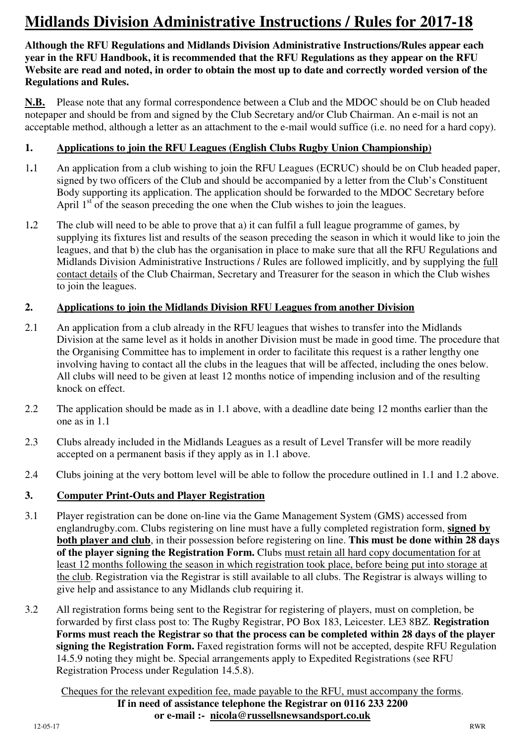# Midlands Division Administrative Instructions / Rules for 2017-18

**Although the RFU Regulations and Midlands Division Administrative Instructions/Rules appear each year in the RFU Handbook, it is recommended that the RFU Regulations as they appear on the RFU Website are read and noted, in order to obtain the most up to date and correctly worded version of the Regulations and Rules.**

**N.B.** Please note that any formal correspondence between a Club and the MDOC should be on Club headed notepaper and should be from and signed by the Club Secretary and/or Club Chairman. An e-mail is not an acceptable method, although a letter as an attachment to the e-mail would suffice (i.e. no need for a hard copy).

## 1. Applications to join the RFU Leagues (English Clubs Rugby Union Championship)

1.1 An application from a club wishing to join the RFU Leagues (ECRUC) should be on Club headed paper, signed by two officers of the Club and should be accompanied by a letter from the Club's Constituent Body supporting its application. The application should be forwarded to the MDOC Secretary before April 1st of the season preceding the one when the Club wishes to join the leagues.

1.2 The club will need to be able to prove that a) it can fulfil a full league programme of games, by supplying its fixtures list and results of the season preceding the season in which it would like to join the leagues, and that b) the club has the organisation in place to make sure that all the RFU Regulations and Midlands Division Administrative Instructions / Rules are followed implicitly, and by supplying the full contact details of the Club Chairman, Secretary and Treasurer for the season in which the Club wishes to join the leagues.

## 2. Applications to join the Midlands Division RFU Leagues from another Division

2.1 An application from a club already in the RFU leagues that wishes to transfer into the Midlands Division at the same level as it holds in another Division must be made in good time. The procedure that the Organising Committee has to implement in order to facilitate this request is a rather lengthy one involving having to contact all the clubs in the leagues that will be affected, including the ones below. All clubs will need to be given at least 12 months notice of impending inclusion and of the resulting knock on effect.

2.2 The application should be made as in 1.1 above, with a deadline date being 12 months earlier than the one as in 1.1

2.3 Clubs already included in the Midlands Leagues as a result of Level Transfer will be more readily accepted on a permanent basis if they apply as in 1.1 above.

2.4 Clubs joining at the very bottom level will be able to follow the procedure outlined in 1.1 and 1.2 above.

## 3. Computer Print-Outs and Player Registration

3.1 Player registration can be done on-line via the Game Management System (GMS) accessed from englandrugby.com. Clubs registering on line must have a fully completed registration form, **signed by both player and club**, in their possession before registering on line. **This must be done within 28 days of the player signing the Registration Form.** Clubs must retain all hard copy documentation for at least 12 months following the season in which registration took place, before being put into storage at the club. Registration via the Registrar is still available to all clubs. The Registrar is always willing to give help and assistance to any Midlands club requiring it.

3.2 All registration forms being sent to the Registrar for registering of players, must on completion, be forwarded by first class post to: The Rugby Registrar, PO Box 183, Leicester. LE3 8BZ. **Registration Forms must reach the Registrar so that the process can be completed within 28 days of the player signing the Registration Form.** Faxed registration forms will not be accepted, despite RFU Regulation 14.5.9 noting they might be. Special arrangements apply to Expedited Registrations (see RFU Registration Process under Regulation 14.5.8).

Cheques for the relevant expedition fee, made payable to the RFU, must accompany the forms.

**If in need of assistance telephone the Registrar on 0116 233 2200**
**or e-mail :- nicola@russellsnewsandsport.co.uk**

12-05-17 RWR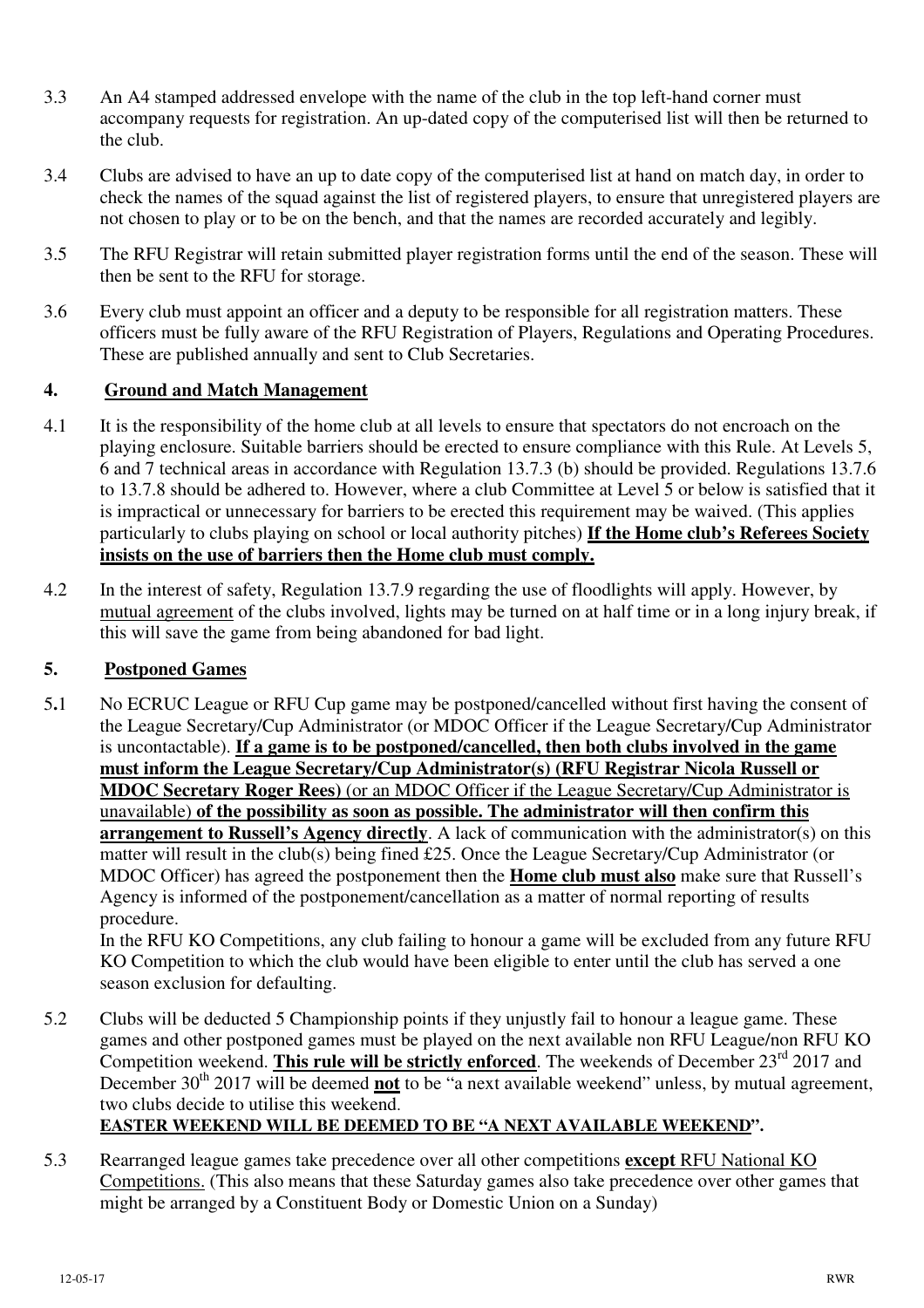3.3 An A4 stamped addressed envelope with the name of the club in the top left-hand corner must accompany requests for registration. An up-dated copy of the computerised list will then be returned to the club.

3.4 Clubs are advised to have an up to date copy of the computerised list at hand on match day, in order to check the names of the squad against the list of registered players, to ensure that unregistered players are not chosen to play or to be on the bench, and that the names are recorded accurately and legibly.

3.5 The RFU Registrar will retain submitted player registration forms until the end of the season. These will then be sent to the RFU for storage.

3.6 Every club must appoint an officer and a deputy to be responsible for all registration matters. These officers must be fully aware of the RFU Registration of Players, Regulations and Operating Procedures. These are published annually and sent to Club Secretaries.

## 4. <u>Ground and Match Management</u>

4.1 It is the responsibility of the home club at all levels to ensure that spectators do not encroach on the playing enclosure. Suitable barriers should be erected to ensure compliance with this Rule. At Levels 5, 6 and 7 technical areas in accordance with Regulation 13.7.3 (b) should be provided. Regulations 13.7.6 to 13.7.8 should be adhered to. However, where a club Committee at Level 5 or below is satisfied that it is impractical or unnecessary for barriers to be erected this requirement may be waived. (This applies particularly to clubs playing on school or local authority pitches) **<u>If the Home club's Referees Society insists on the use of barriers then the Home club must comply.</u>**

4.2 In the interest of safety, Regulation 13.7.9 regarding the use of floodlights will apply. However, by <u>mutual agreement</u> of the clubs involved, lights may be turned on at half time or in a long injury break, if this will save the game from being abandoned for bad light.

## 5. <u>Postponed Games</u>

5.1 No ECRUC League or RFU Cup game may be postponed/cancelled without first having the consent of the League Secretary/Cup Administrator (or MDOC Officer if the League Secretary/Cup Administrator is uncontactable). **<u>If a game is to be postponed/cancelled, then both clubs involved in the game must inform the League Secretary/Cup Administrator(s) (RFU Registrar Nicola Russell or MDOC Secretary Roger Rees)</u>** <u>(or an MDOC Officer if the League Secretary/Cup Administrator is unavailable)</u> **<u>of the possibility as soon as possible. The administrator will then confirm this arrangement to Russell's Agency directly</u>**. A lack of communication with the administrator(s) on this matter will result in the club(s) being fined £25. Once the League Secretary/Cup Administrator (or MDOC Officer) has agreed the postponement then the **<u>Home club must also</u>** make sure that Russell's Agency is informed of the postponement/cancellation as a matter of normal reporting of results procedure.

In the RFU KO Competitions, any club failing to honour a game will be excluded from any future RFU KO Competition to which the club would have been eligible to enter until the club has served a one season exclusion for defaulting.

5.2 Clubs will be deducted 5 Championship points if they unjustly fail to honour a league game. These games and other postponed games must be played on the next available non RFU League/non RFU KO Competition weekend. **<u>This rule will be strictly enforced</u>**. The weekends of December 23rd 2017 and December 30th 2017 will be deemed **<u>not</u>** to be "a next available weekend" unless, by mutual agreement, two clubs decide to utilise this weekend.

**<u>EASTER WEEKEND WILL BE DEEMED TO BE "A NEXT AVAILABLE WEEKEND".</u>**

5.3 Rearranged league games take precedence over all other competitions **<u>except</u>** <u>RFU National KO Competitions.</u> (This also means that these Saturday games also take precedence over other games that might be arranged by a Constituent Body or Domestic Union on a Sunday)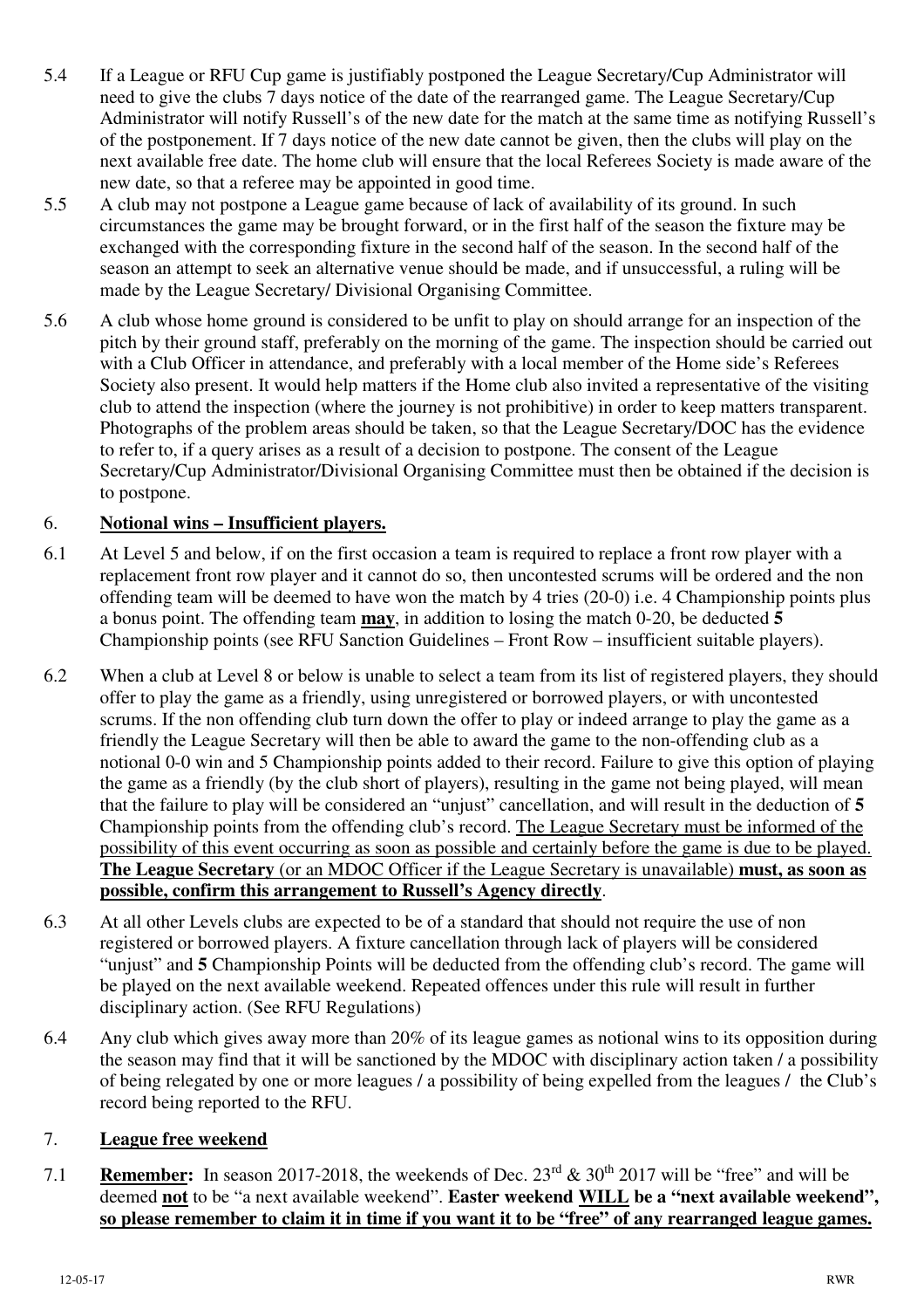5.4 If a League or RFU Cup game is justifiably postponed the League Secretary/Cup Administrator will need to give the clubs 7 days notice of the date of the rearranged game. The League Secretary/Cup Administrator will notify Russell's of the new date for the match at the same time as notifying Russell's of the postponement. If 7 days notice of the new date cannot be given, then the clubs will play on the next available free date. The home club will ensure that the local Referees Society is made aware of the new date, so that a referee may be appointed in good time.

5.5 A club may not postpone a League game because of lack of availability of its ground. In such circumstances the game may be brought forward, or in the first half of the season the fixture may be exchanged with the corresponding fixture in the second half of the season. In the second half of the season an attempt to seek an alternative venue should be made, and if unsuccessful, a ruling will be made by the League Secretary/ Divisional Organising Committee.

5.6 A club whose home ground is considered to be unfit to play on should arrange for an inspection of the pitch by their ground staff, preferably on the morning of the game. The inspection should be carried out with a Club Officer in attendance, and preferably with a local member of the Home side's Referees Society also present. It would help matters if the Home club also invited a representative of the visiting club to attend the inspection (where the journey is not prohibitive) in order to keep matters transparent. Photographs of the problem areas should be taken, so that the League Secretary/DOC has the evidence to refer to, if a query arises as a result of a decision to postpone. The consent of the League Secretary/Cup Administrator/Divisional Organising Committee must then be obtained if the decision is to postpone.

## 6. <u>**Notional wins – Insufficient players.**</u>

6.1 At Level 5 and below, if on the first occasion a team is required to replace a front row player with a replacement front row player and it cannot do so, then uncontested scrums will be ordered and the non offending team will be deemed to have won the match by 4 tries (20-0) i.e. 4 Championship points plus a bonus point. The offending team <u>**may**</u>, in addition to losing the match 0-20, be deducted **5** Championship points (see RFU Sanction Guidelines – Front Row – insufficient suitable players).

6.2 When a club at Level 8 or below is unable to select a team from its list of registered players, they should offer to play the game as a friendly, using unregistered or borrowed players, or with uncontested scrums. If the non offending club turn down the offer to play or indeed arrange to play the game as a friendly the League Secretary will then be able to award the game to the non-offending club as a notional 0-0 win and 5 Championship points added to their record. Failure to give this option of playing the game as a friendly (by the club short of players), resulting in the game not being played, will mean that the failure to play will be considered an "unjust" cancellation, and will result in the deduction of **5** Championship points from the offending club's record. <u>The League Secretary must be informed of the possibility of this event occurring as soon as possible and certainly before the game is due to be played.</u> <u>**The League Secretary** (or an MDOC Officer if the League Secretary is unavailable) **must, as soon as possible, confirm this arrangement to Russell's Agency directly**</u>.

6.3 At all other Levels clubs are expected to be of a standard that should not require the use of non registered or borrowed players. A fixture cancellation through lack of players will be considered "unjust" and **5** Championship Points will be deducted from the offending club's record. The game will be played on the next available weekend. Repeated offences under this rule will result in further disciplinary action. (See RFU Regulations)

6.4 Any club which gives away more than 20% of its league games as notional wins to its opposition during the season may find that it will be sanctioned by the MDOC with disciplinary action taken / a possibility of being relegated by one or more leagues / a possibility of being expelled from the leagues / the Club's record being reported to the RFU.

## 7. <u>**League free weekend**</u>

7.1 <u>**Remember:**</u> In season 2017-2018, the weekends of Dec. 23rd & 30th 2017 will be "free" and will be deemed <u>**not**</u> to be "a next available weekend". **Easter weekend <u>WILL</u> be a "next available weekend",** <u>**so please remember to claim it in time if you want it to be "free" of any rearranged league games.**</u>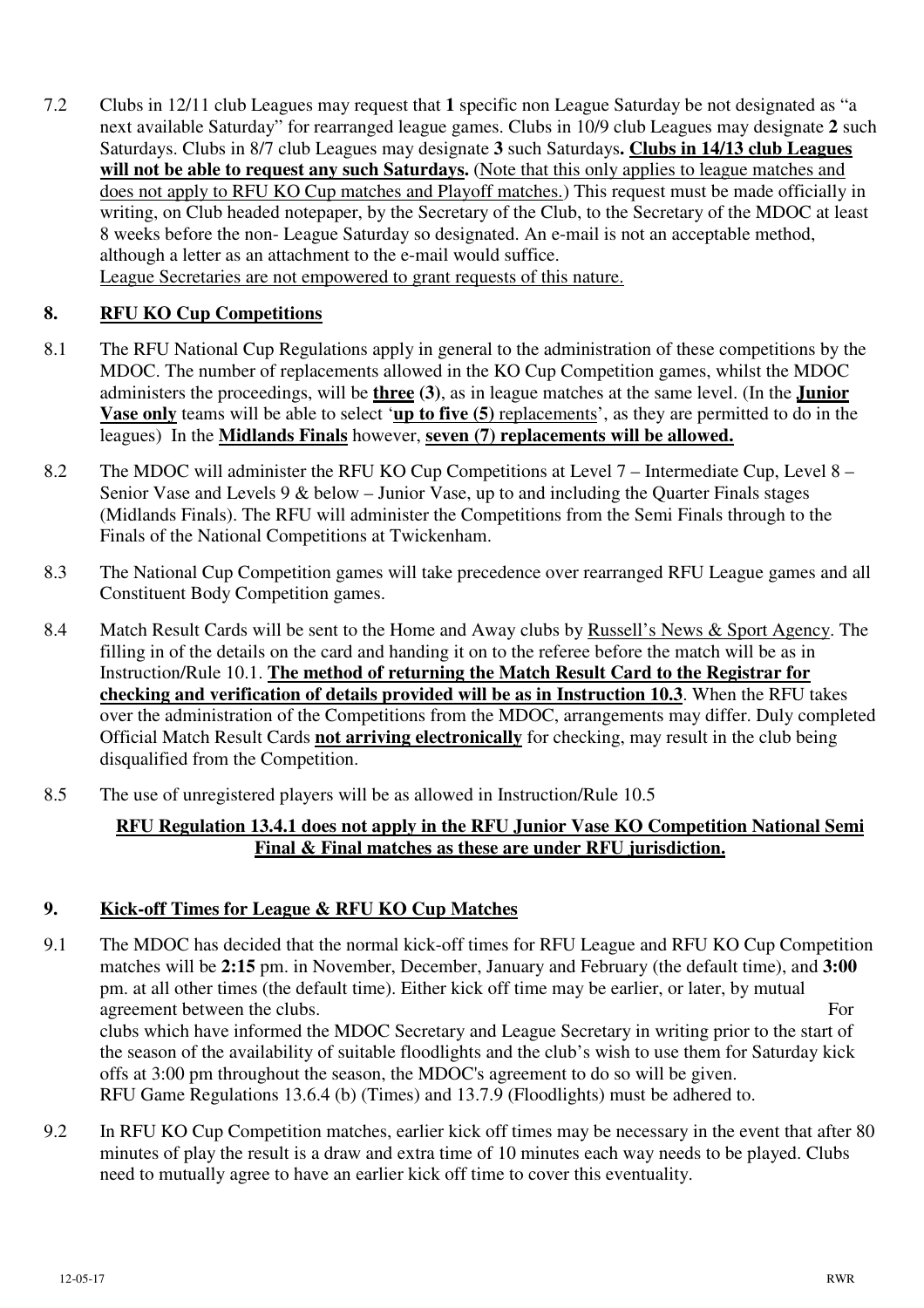7.2 Clubs in 12/11 club Leagues may request that **1** specific non League Saturday be not designated as "a next available Saturday" for rearranged league games. Clubs in 10/9 club Leagues may designate **2** such Saturdays. Clubs in 8/7 club Leagues may designate **3** such Saturdays**. <u>Clubs in 14/13 club Leagues will not be able to request any such Saturdays.</u>** (<u>Note that this only applies to league matches and does not apply to RFU KO Cup matches and Playoff matches.</u>) This request must be made officially in writing, on Club headed notepaper, by the Secretary of the Club, to the Secretary of the MDOC at least 8 weeks before the non- League Saturday so designated. An e-mail is not an acceptable method, although a letter as an attachment to the e-mail would suffice.
<u>League Secretaries are not empowered to grant requests of this nature.</u>

## 8. <u>RFU KO Cup Competitions</u>

8.1 The RFU National Cup Regulations apply in general to the administration of these competitions by the MDOC. The number of replacements allowed in the KO Cup Competition games, whilst the MDOC administers the proceedings, will be **<u>three</u> (3)**, as in league matches at the same level. (In the **<u>Junior Vase only</u>** teams will be able to select '**<u>up to five (5)</u>** <u>replacements</u>', as they are permitted to do in the leagues) In the **<u>Midlands Finals</u>** however, **<u>seven (7) replacements will be allowed.</u>**

8.2 The MDOC will administer the RFU KO Cup Competitions at Level 7 – Intermediate Cup, Level 8 – Senior Vase and Levels 9 & below – Junior Vase, up to and including the Quarter Finals stages (Midlands Finals). The RFU will administer the Competitions from the Semi Finals through to the Finals of the National Competitions at Twickenham.

8.3 The National Cup Competition games will take precedence over rearranged RFU League games and all Constituent Body Competition games.

8.4 Match Result Cards will be sent to the Home and Away clubs by <u>Russell's News & Sport Agency</u>. The filling in of the details on the card and handing it on to the referee before the match will be as in Instruction/Rule 10.1. **<u>The method of returning the Match Result Card to the Registrar for checking and verification of details provided will be as in Instruction 10.3</u>**. When the RFU takes over the administration of the Competitions from the MDOC, arrangements may differ. Duly completed Official Match Result Cards **<u>not arriving electronically</u>** for checking, may result in the club being disqualified from the Competition.

8.5 The use of unregistered players will be as allowed in Instruction/Rule 10.5

**<u>RFU Regulation 13.4.1 does not apply in the RFU Junior Vase KO Competition National Semi Final & Final matches as these are under RFU jurisdiction.</u>**

## 9. <u>Kick-off Times for League & RFU KO Cup Matches</u>

9.1 The MDOC has decided that the normal kick-off times for RFU League and RFU KO Cup Competition matches will be **2:15** pm. in November, December, January and February (the default time), and **3:00** pm. at all other times (the default time). Either kick off time may be earlier, or later, by mutual agreement between the clubs. For clubs which have informed the MDOC Secretary and League Secretary in writing prior to the start of the season of the availability of suitable floodlights and the club's wish to use them for Saturday kick offs at 3:00 pm throughout the season, the MDOC's agreement to do so will be given.
RFU Game Regulations 13.6.4 (b) (Times) and 13.7.9 (Floodlights) must be adhered to.

9.2 In RFU KO Cup Competition matches, earlier kick off times may be necessary in the event that after 80 minutes of play the result is a draw and extra time of 10 minutes each way needs to be played. Clubs need to mutually agree to have an earlier kick off time to cover this eventuality.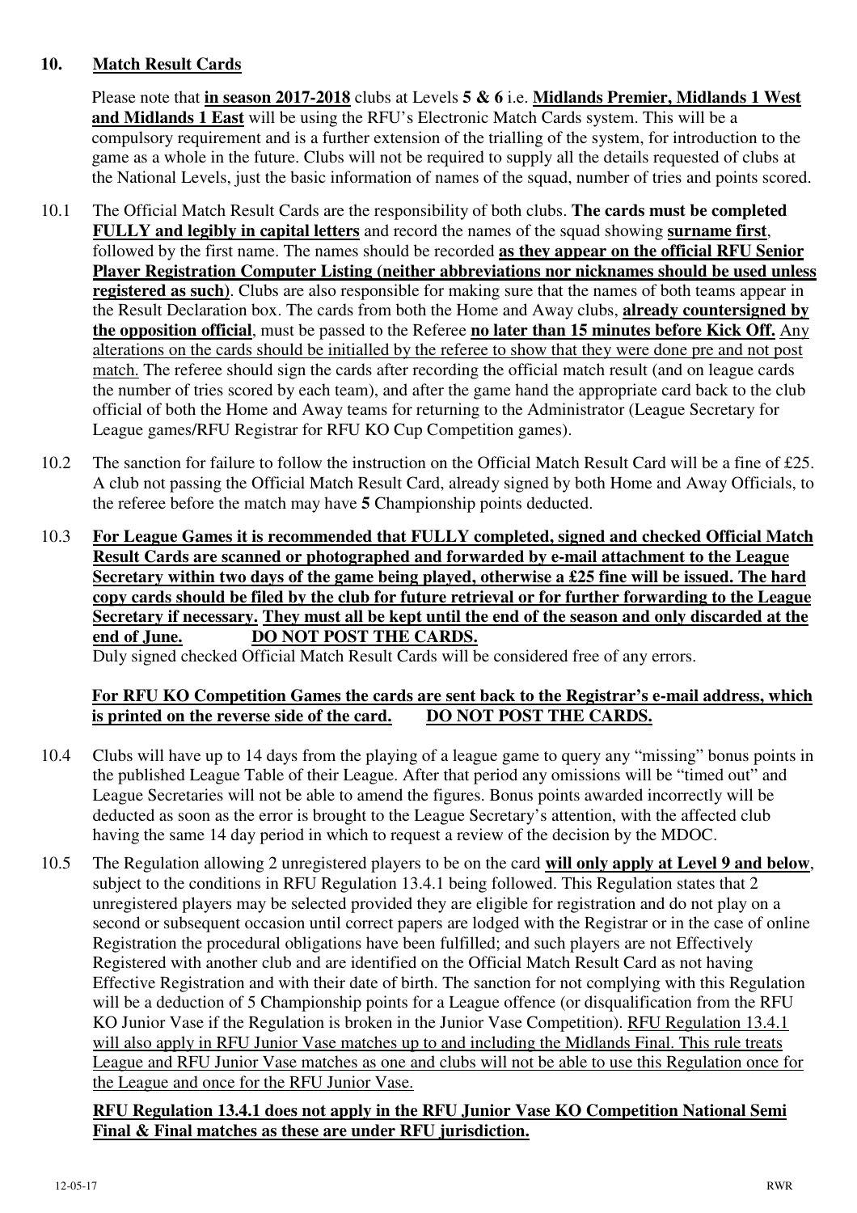## 10. **Match Result Cards**

Please note that **in season 2017-2018** clubs at Levels **5 & 6** i.e. **Midlands Premier, Midlands 1 West and Midlands 1 East** will be using the RFU's Electronic Match Cards system. This will be a compulsory requirement and is a further extension of the trialling of the system, for introduction to the game as a whole in the future. Clubs will not be required to supply all the details requested of clubs at the National Levels, just the basic information of names of the squad, number of tries and points scored.

10.1 The Official Match Result Cards are the responsibility of both clubs. **The cards must be completed FULLY and legibly in capital letters** and record the names of the squad showing **surname first**, followed by the first name. The names should be recorded **as they appear on the official RFU Senior Player Registration Computer Listing (neither abbreviations nor nicknames should be used unless registered as such)**. Clubs are also responsible for making sure that the names of both teams appear in the Result Declaration box. The cards from both the Home and Away clubs, **already countersigned by the opposition official**, must be passed to the Referee **no later than 15 minutes before Kick Off.** Any alterations on the cards should be initialled by the referee to show that they were done pre and not post match. The referee should sign the cards after recording the official match result (and on league cards the number of tries scored by each team), and after the game hand the appropriate card back to the club official of both the Home and Away teams for returning to the Administrator (League Secretary for League games/RFU Registrar for RFU KO Cup Competition games).

10.2 The sanction for failure to follow the instruction on the Official Match Result Card will be a fine of £25. A club not passing the Official Match Result Card, already signed by both Home and Away Officials, to the referee before the match may have **5** Championship points deducted.

10.3 **For League Games it is recommended that FULLY completed, signed and checked Official Match Result Cards are scanned or photographed and forwarded by e-mail attachment to the League Secretary within two days of the game being played, otherwise a £25 fine will be issued. The hard copy cards should be filed by the club for future retrieval or for further forwarding to the League Secretary if necessary. They must all be kept until the end of the season and only discarded at the end of June. DO NOT POST THE CARDS.**
Duly signed checked Official Match Result Cards will be considered free of any errors.

**For RFU KO Competition Games the cards are sent back to the Registrar's e-mail address, which is printed on the reverse side of the card. DO NOT POST THE CARDS.**

10.4 Clubs will have up to 14 days from the playing of a league game to query any "missing" bonus points in the published League Table of their League. After that period any omissions will be "timed out" and League Secretaries will not be able to amend the figures. Bonus points awarded incorrectly will be deducted as soon as the error is brought to the League Secretary's attention, with the affected club having the same 14 day period in which to request a review of the decision by the MDOC.

10.5 The Regulation allowing 2 unregistered players to be on the card **will only apply at Level 9 and below**, subject to the conditions in RFU Regulation 13.4.1 being followed. This Regulation states that 2 unregistered players may be selected provided they are eligible for registration and do not play on a second or subsequent occasion until correct papers are lodged with the Registrar or in the case of online Registration the procedural obligations have been fulfilled; and such players are not Effectively Registered with another club and are identified on the Official Match Result Card as not having Effective Registration and with their date of birth. The sanction for not complying with this Regulation will be a deduction of 5 Championship points for a League offence (or disqualification from the RFU KO Junior Vase if the Regulation is broken in the Junior Vase Competition). RFU Regulation 13.4.1 will also apply in RFU Junior Vase matches up to and including the Midlands Final. This rule treats League and RFU Junior Vase matches as one and clubs will not be able to use this Regulation once for the League and once for the RFU Junior Vase.

**RFU Regulation 13.4.1 does not apply in the RFU Junior Vase KO Competition National Semi Final & Final matches as these are under RFU jurisdiction.**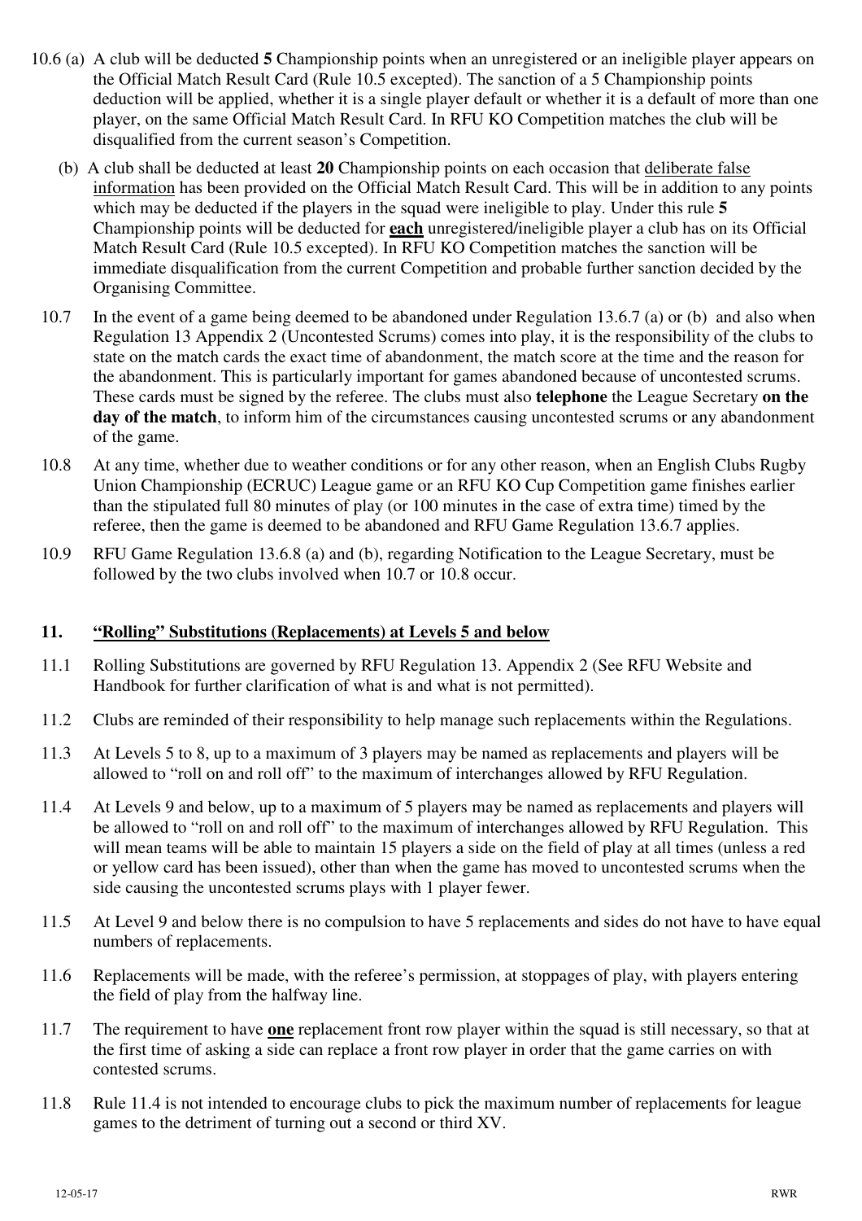10.6 (a) A club will be deducted **5** Championship points when an unregistered or an ineligible player appears on the Official Match Result Card (Rule 10.5 excepted). The sanction of a 5 Championship points deduction will be applied, whether it is a single player default or whether it is a default of more than one player, on the same Official Match Result Card. In RFU KO Competition matches the club will be disqualified from the current season's Competition.

(b) A club shall be deducted at least **20** Championship points on each occasion that deliberate false information has been provided on the Official Match Result Card. This will be in addition to any points which may be deducted if the players in the squad were ineligible to play. Under this rule **5** Championship points will be deducted for **each** unregistered/ineligible player a club has on its Official Match Result Card (Rule 10.5 excepted). In RFU KO Competition matches the sanction will be immediate disqualification from the current Competition and probable further sanction decided by the Organising Committee.

10.7 In the event of a game being deemed to be abandoned under Regulation 13.6.7 (a) or (b) and also when Regulation 13 Appendix 2 (Uncontested Scrums) comes into play, it is the responsibility of the clubs to state on the match cards the exact time of abandonment, the match score at the time and the reason for the abandonment. This is particularly important for games abandoned because of uncontested scrums. These cards must be signed by the referee. The clubs must also **telephone** the League Secretary **on the day of the match**, to inform him of the circumstances causing uncontested scrums or any abandonment of the game.

10.8 At any time, whether due to weather conditions or for any other reason, when an English Clubs Rugby Union Championship (ECRUC) League game or an RFU KO Cup Competition game finishes earlier than the stipulated full 80 minutes of play (or 100 minutes in the case of extra time) timed by the referee, then the game is deemed to be abandoned and RFU Game Regulation 13.6.7 applies.

10.9 RFU Game Regulation 13.6.8 (a) and (b), regarding Notification to the League Secretary, must be followed by the two clubs involved when 10.7 or 10.8 occur.

## 11. "Rolling" Substitutions (Replacements) at Levels 5 and below

11.1 Rolling Substitutions are governed by RFU Regulation 13. Appendix 2 (See RFU Website and Handbook for further clarification of what is and what is not permitted).

11.2 Clubs are reminded of their responsibility to help manage such replacements within the Regulations.

11.3 At Levels 5 to 8, up to a maximum of 3 players may be named as replacements and players will be allowed to "roll on and roll off" to the maximum of interchanges allowed by RFU Regulation.

11.4 At Levels 9 and below, up to a maximum of 5 players may be named as replacements and players will be allowed to "roll on and roll off" to the maximum of interchanges allowed by RFU Regulation. This will mean teams will be able to maintain 15 players a side on the field of play at all times (unless a red or yellow card has been issued), other than when the game has moved to uncontested scrums when the side causing the uncontested scrums plays with 1 player fewer.

11.5 At Level 9 and below there is no compulsion to have 5 replacements and sides do not have to have equal numbers of replacements.

11.6 Replacements will be made, with the referee's permission, at stoppages of play, with players entering the field of play from the halfway line.

11.7 The requirement to have **one** replacement front row player within the squad is still necessary, so that at the first time of asking a side can replace a front row player in order that the game carries on with contested scrums.

11.8 Rule 11.4 is not intended to encourage clubs to pick the maximum number of replacements for league games to the detriment of turning out a second or third XV.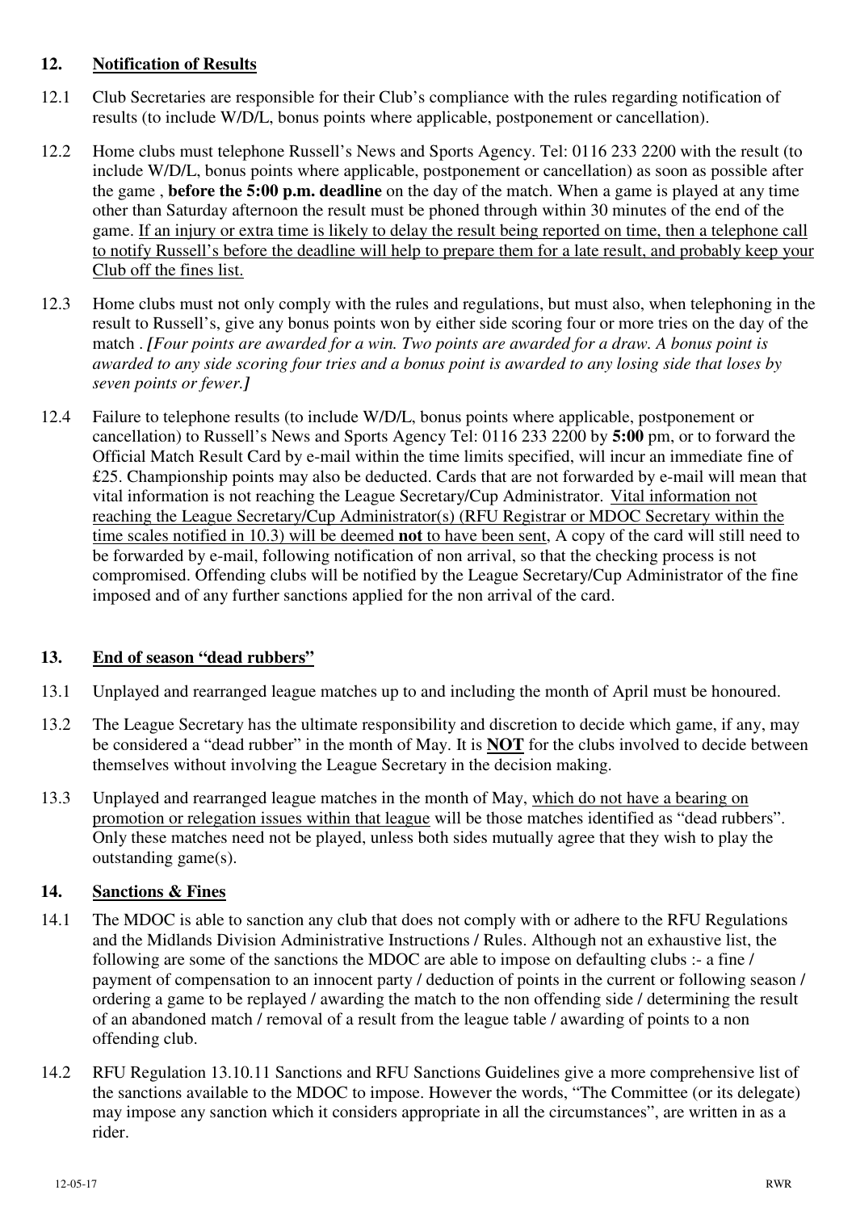## 12. Notification of Results

12.1 Club Secretaries are responsible for their Club's compliance with the rules regarding notification of results (to include W/D/L, bonus points where applicable, postponement or cancellation).

12.2 Home clubs must telephone Russell's News and Sports Agency. Tel: 0116 233 2200 with the result (to include W/D/L, bonus points where applicable, postponement or cancellation) as soon as possible after the game , **before the 5:00 p.m. deadline** on the day of the match. When a game is played at any time other than Saturday afternoon the result must be phoned through within 30 minutes of the end of the game. If an injury or extra time is likely to delay the result being reported on time, then a telephone call to notify Russell's before the deadline will help to prepare them for a late result, and probably keep your Club off the fines list.

12.3 Home clubs must not only comply with the rules and regulations, but must also, when telephoning in the result to Russell's, give any bonus points won by either side scoring four or more tries on the day of the match . ***[****Four points are awarded for a win. Two points are awarded for a draw. A bonus point is awarded to any side scoring four tries and a bonus point is awarded to any losing side that loses by seven points or fewer.****]***

12.4 Failure to telephone results (to include W/D/L, bonus points where applicable, postponement or cancellation) to Russell's News and Sports Agency Tel: 0116 233 2200 by **5:00** pm, or to forward the Official Match Result Card by e-mail within the time limits specified, will incur an immediate fine of £25. Championship points may also be deducted. Cards that are not forwarded by e-mail will mean that vital information is not reaching the League Secretary/Cup Administrator. Vital information not reaching the League Secretary/Cup Administrator(s) (RFU Registrar or MDOC Secretary within the time scales notified in 10.3) will be deemed **not** to have been sent, A copy of the card will still need to be forwarded by e-mail, following notification of non arrival, so that the checking process is not compromised. Offending clubs will be notified by the League Secretary/Cup Administrator of the fine imposed and of any further sanctions applied for the non arrival of the card.

## 13. End of season "dead rubbers"

13.1 Unplayed and rearranged league matches up to and including the month of April must be honoured.

13.2 The League Secretary has the ultimate responsibility and discretion to decide which game, if any, may be considered a "dead rubber" in the month of May. It is **NOT** for the clubs involved to decide between themselves without involving the League Secretary in the decision making.

13.3 Unplayed and rearranged league matches in the month of May, which do not have a bearing on promotion or relegation issues within that league will be those matches identified as "dead rubbers". Only these matches need not be played, unless both sides mutually agree that they wish to play the outstanding game(s).

## 14. Sanctions & Fines

14.1 The MDOC is able to sanction any club that does not comply with or adhere to the RFU Regulations and the Midlands Division Administrative Instructions / Rules. Although not an exhaustive list, the following are some of the sanctions the MDOC are able to impose on defaulting clubs :- a fine / payment of compensation to an innocent party / deduction of points in the current or following season / ordering a game to be replayed / awarding the match to the non offending side / determining the result of an abandoned match / removal of a result from the league table / awarding of points to a non offending club.

14.2 RFU Regulation 13.10.11 Sanctions and RFU Sanctions Guidelines give a more comprehensive list of the sanctions available to the MDOC to impose. However the words, "The Committee (or its delegate) may impose any sanction which it considers appropriate in all the circumstances", are written in as a rider.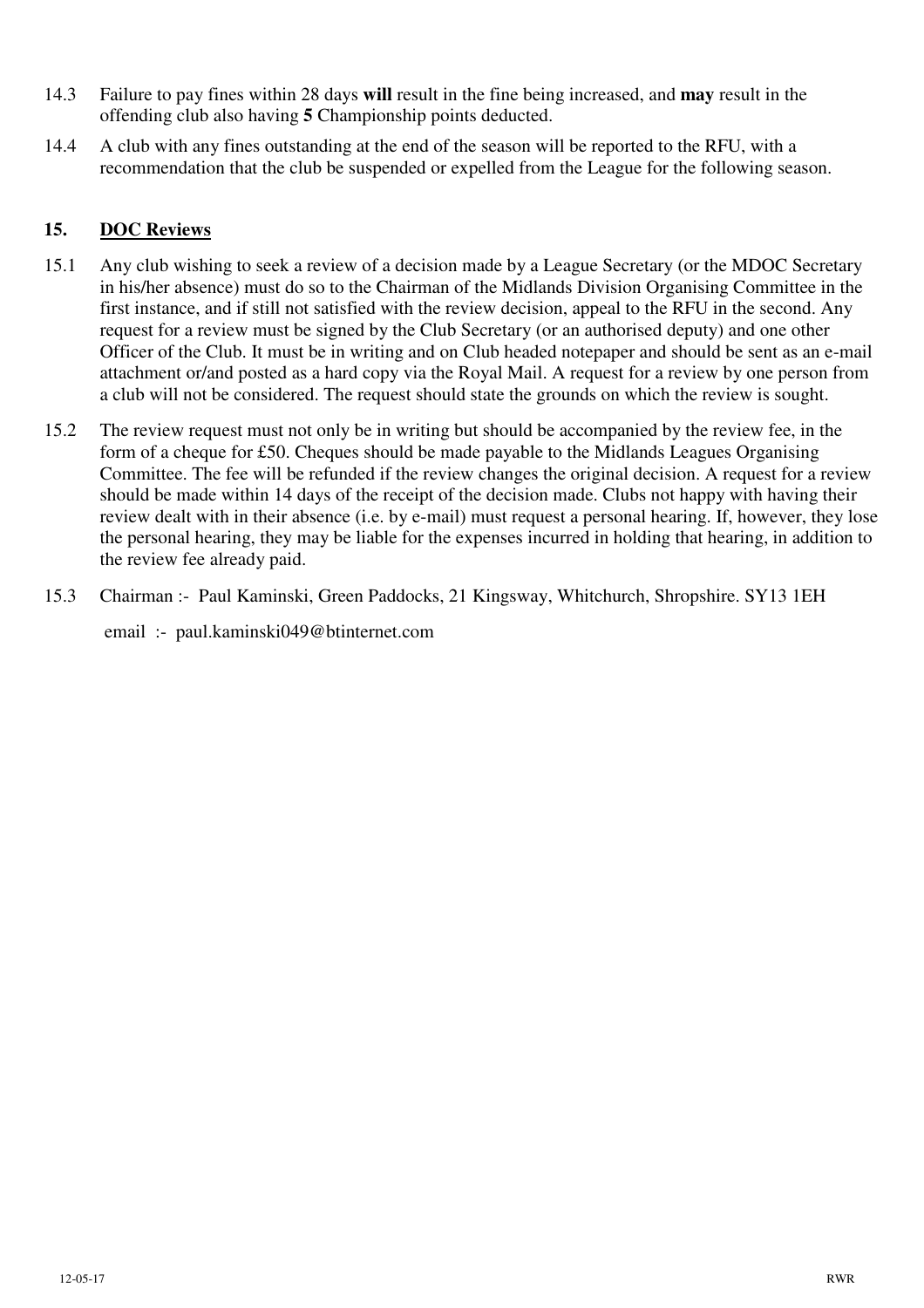14.3 Failure to pay fines within 28 days **will** result in the fine being increased, and **may** result in the offending club also having **5** Championship points deducted.

14.4 A club with any fines outstanding at the end of the season will be reported to the RFU, with a recommendation that the club be suspended or expelled from the League for the following season.

## 15. DOC Reviews

15.1 Any club wishing to seek a review of a decision made by a League Secretary (or the MDOC Secretary in his/her absence) must do so to the Chairman of the Midlands Division Organising Committee in the first instance, and if still not satisfied with the review decision, appeal to the RFU in the second. Any request for a review must be signed by the Club Secretary (or an authorised deputy) and one other Officer of the Club. It must be in writing and on Club headed notepaper and should be sent as an e-mail attachment or/and posted as a hard copy via the Royal Mail. A request for a review by one person from a club will not be considered. The request should state the grounds on which the review is sought.

15.2 The review request must not only be in writing but should be accompanied by the review fee, in the form of a cheque for £50. Cheques should be made payable to the Midlands Leagues Organising Committee. The fee will be refunded if the review changes the original decision. A request for a review should be made within 14 days of the receipt of the decision made. Clubs not happy with having their review dealt with in their absence (i.e. by e-mail) must request a personal hearing. If, however, they lose the personal hearing, they may be liable for the expenses incurred in holding that hearing, in addition to the review fee already paid.

15.3 Chairman :- Paul Kaminski, Green Paddocks, 21 Kingsway, Whitchurch, Shropshire. SY13 1EH

email :- paul.kaminski049@btinternet.com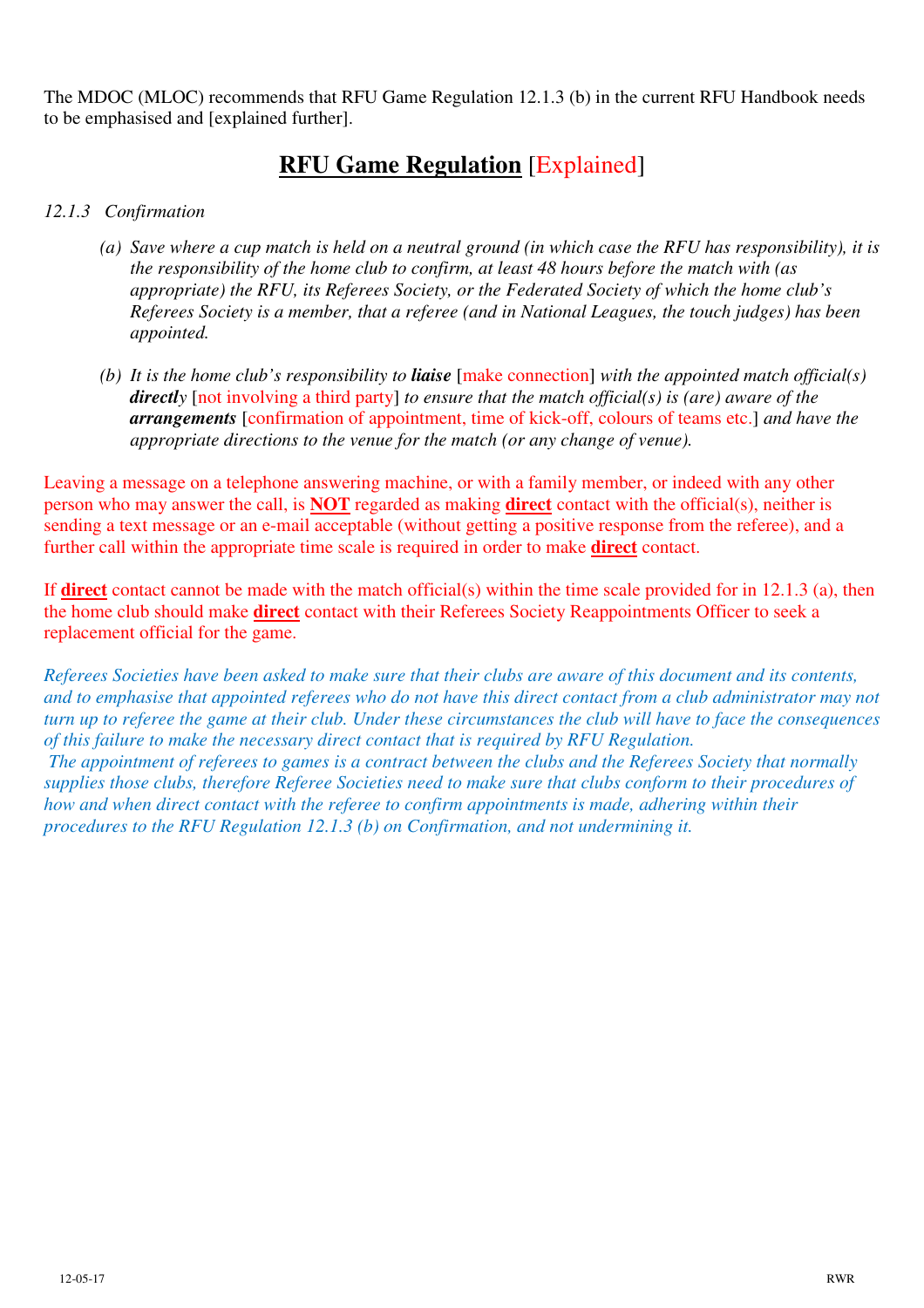The MDOC (MLOC) recommends that RFU Game Regulation 12.1.3 (b) in the current RFU Handbook needs to be emphasised and [explained further].

## **RFU Game Regulation** [Explained]

*12.1.3 Confirmation*

> (a) *Save where a cup match is held on a neutral ground (in which case the RFU has responsibility), it is the responsibility of the home club to confirm, at least 48 hours before the match with (as appropriate) the RFU, its Referees Society, or the Federated Society of which the home club's Referees Society is a member, that a referee (and in National Leagues, the touch judges) has been appointed.*
>
> (b) *It is the home club's responsibility to* ***liaise*** [make connection] *with the appointed match official(s)* ***directly*** [not involving a third party] *to ensure that the match official(s) is (are) aware of the* ***arrangements*** [confirmation of appointment, time of kick-off, colours of teams etc.] *and have the appropriate directions to the venue for the match (or any change of venue).*

Leaving a message on a telephone answering machine, or with a family member, or indeed with any other person who may answer the call, is **NOT** regarded as making **direct** contact with the official(s), neither is sending a text message or an e-mail acceptable (without getting a positive response from the referee), and a further call within the appropriate time scale is required in order to make **direct** contact.

If **direct** contact cannot be made with the match official(s) within the time scale provided for in 12.1.3 (a), then the home club should make **direct** contact with their Referees Society Reappointments Officer to seek a replacement official for the game.

*Referees Societies have been asked to make sure that their clubs are aware of this document and its contents, and to emphasise that appointed referees who do not have this direct contact from a club administrator may not turn up to referee the game at their club. Under these circumstances the club will have to face the consequences of this failure to make the necessary direct contact that is required by RFU Regulation.*
*The appointment of referees to games is a contract between the clubs and the Referees Society that normally supplies those clubs, therefore Referee Societies need to make sure that clubs conform to their procedures of how and when direct contact with the referee to confirm appointments is made, adhering within their procedures to the RFU Regulation 12.1.3 (b) on Confirmation, and not undermining it.*

12-05-17 RWR